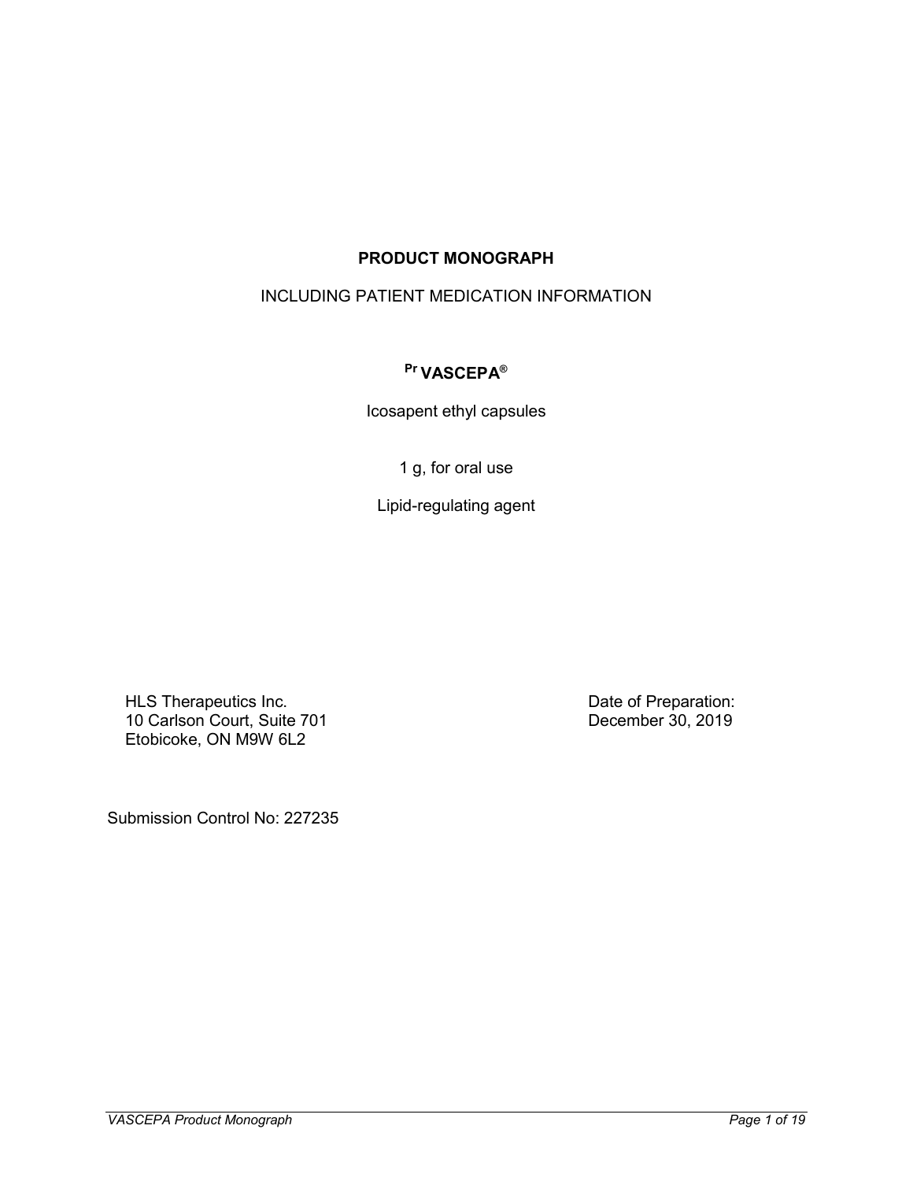# PRODUCT MONOGRAPH

INCLUDING PATIENT MEDICATION INFORMATION

**Pr VASCEPA®**

Icosapent ethyl capsules

1 g, for oral use

Lipid-regulating agent

HLS Therapeutics Inc.
10 Carlson Court, Suite 701
Etobicoke, ON M9W 6L2

Date of Preparation:
December 30, 2019

Submission Control No: 227235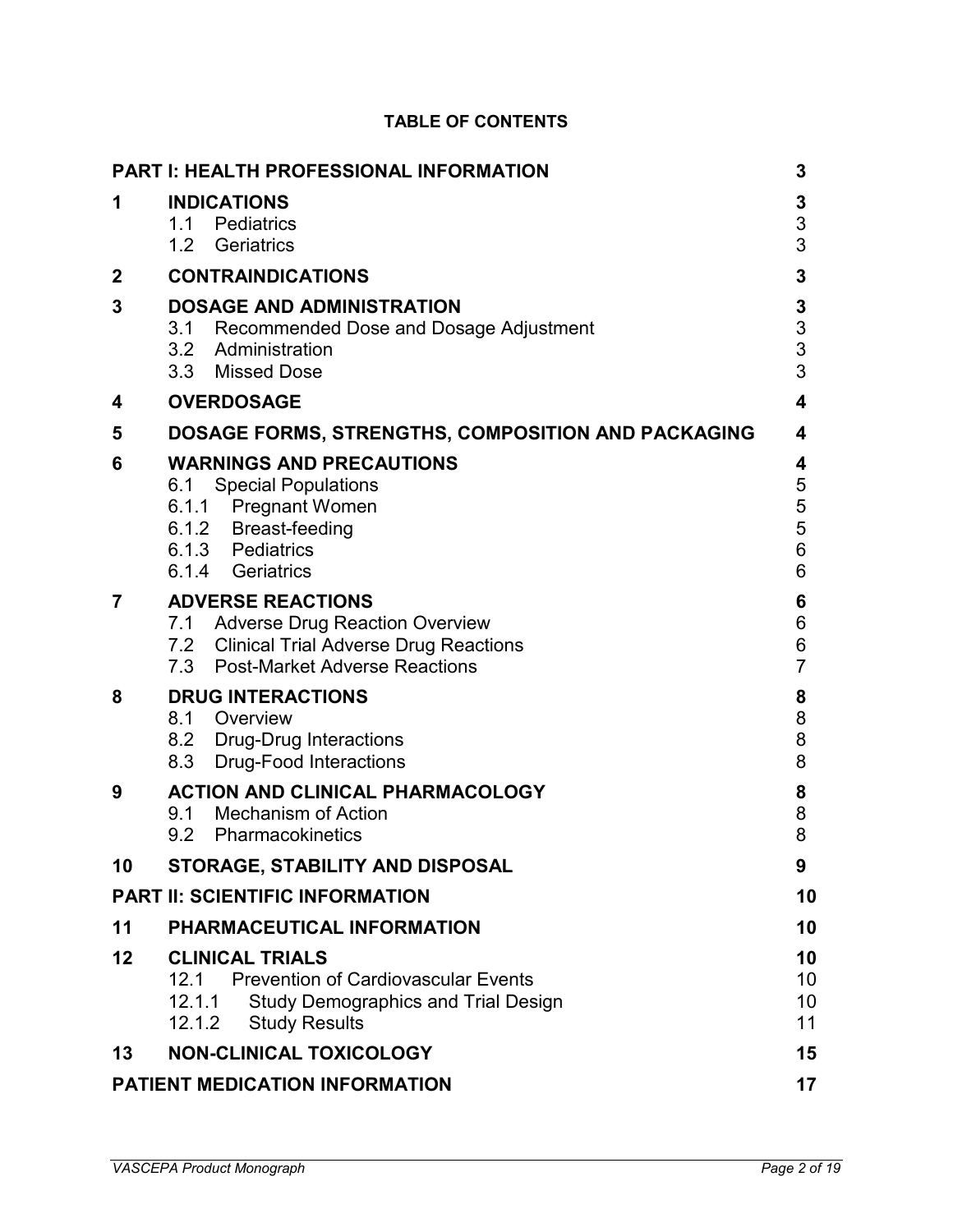**TABLE OF CONTENTS**

| | | |
|---|---|---|
| **PART I: HEALTH PROFESSIONAL INFORMATION** | | **3** |
| **1** | **INDICATIONS** | **3** |
| | 1.1 Pediatrics | 3 |
| | 1.2 Geriatrics | 3 |
| **2** | **CONTRAINDICATIONS** | **3** |
| **3** | **DOSAGE AND ADMINISTRATION** | **3** |
| | 3.1 Recommended Dose and Dosage Adjustment | 3 |
| | 3.2 Administration | 3 |
| | 3.3 Missed Dose | 3 |
| **4** | **OVERDOSAGE** | **4** |
| **5** | **DOSAGE FORMS, STRENGTHS, COMPOSITION AND PACKAGING** | **4** |
| **6** | **WARNINGS AND PRECAUTIONS** | **4** |
| | 6.1 Special Populations | 5 |
| | 6.1.1 Pregnant Women | 5 |
| | 6.1.2 Breast-feeding | 5 |
| | 6.1.3 Pediatrics | 6 |
| | 6.1.4 Geriatrics | 6 |
| **7** | **ADVERSE REACTIONS** | **6** |
| | 7.1 Adverse Drug Reaction Overview | 6 |
| | 7.2 Clinical Trial Adverse Drug Reactions | 6 |
| | 7.3 Post-Market Adverse Reactions | 7 |
| **8** | **DRUG INTERACTIONS** | **8** |
| | 8.1 Overview | 8 |
| | 8.2 Drug-Drug Interactions | 8 |
| | 8.3 Drug-Food Interactions | 8 |
| **9** | **ACTION AND CLINICAL PHARMACOLOGY** | **8** |
| | 9.1 Mechanism of Action | 8 |
| | 9.2 Pharmacokinetics | 8 |
| **10** | **STORAGE, STABILITY AND DISPOSAL** | **9** |
| **PART II: SCIENTIFIC INFORMATION** | | **10** |
| **11** | **PHARMACEUTICAL INFORMATION** | **10** |
| **12** | **CLINICAL TRIALS** | **10** |
| | 12.1 Prevention of Cardiovascular Events | 10 |
| | 12.1.1 Study Demographics and Trial Design | 10 |
| | 12.1.2 Study Results | 11 |
| **13** | **NON-CLINICAL TOXICOLOGY** | **15** |
| **PATIENT MEDICATION INFORMATION** | | **17** |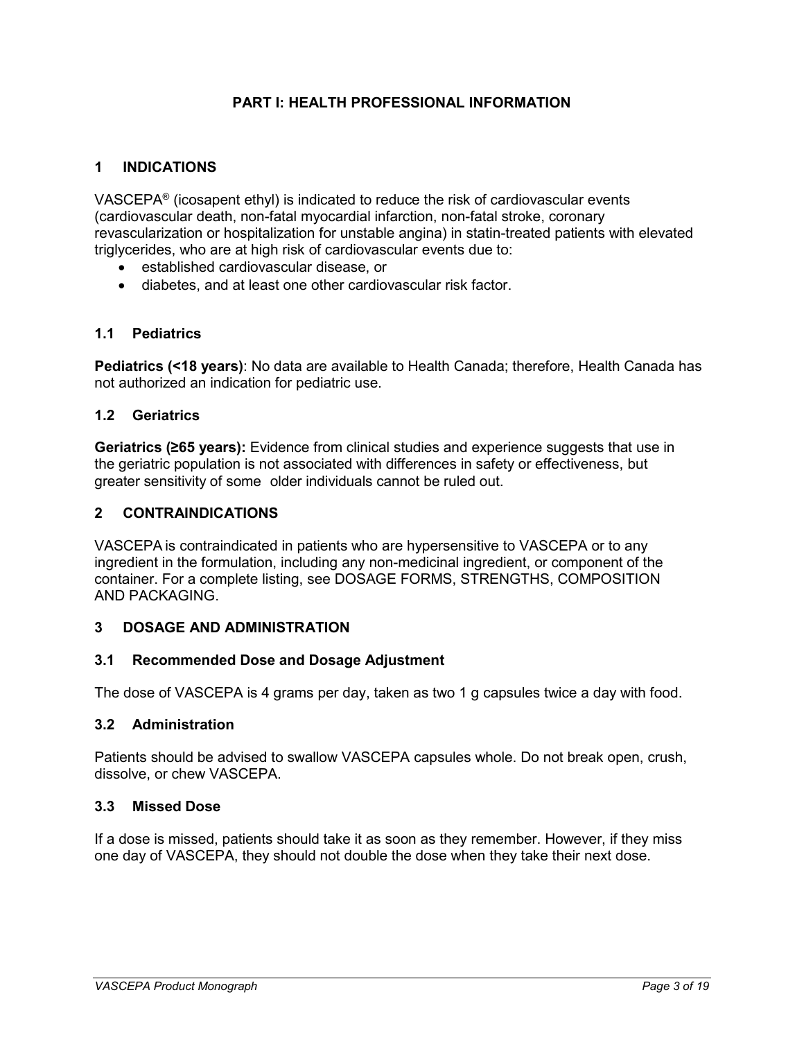# PART I: HEALTH PROFESSIONAL INFORMATION

## 1 INDICATIONS

VASCEPA® (icosapent ethyl) is indicated to reduce the risk of cardiovascular events (cardiovascular death, non-fatal myocardial infarction, non-fatal stroke, coronary revascularization or hospitalization for unstable angina) in statin-treated patients with elevated triglycerides, who are at high risk of cardiovascular events due to:

- established cardiovascular disease, or
- diabetes, and at least one other cardiovascular risk factor.

### 1.1 Pediatrics

**Pediatrics (<18 years)**: No data are available to Health Canada; therefore, Health Canada has not authorized an indication for pediatric use.

### 1.2 Geriatrics

**Geriatrics (≥65 years):** Evidence from clinical studies and experience suggests that use in the geriatric population is not associated with differences in safety or effectiveness, but greater sensitivity of some older individuals cannot be ruled out.

## 2 CONTRAINDICATIONS

VASCEPA is contraindicated in patients who are hypersensitive to VASCEPA or to any ingredient in the formulation, including any non-medicinal ingredient, or component of the container. For a complete listing, see DOSAGE FORMS, STRENGTHS, COMPOSITION AND PACKAGING.

## 3 DOSAGE AND ADMINISTRATION

### 3.1 Recommended Dose and Dosage Adjustment

The dose of VASCEPA is 4 grams per day, taken as two 1 g capsules twice a day with food.

### 3.2 Administration

Patients should be advised to swallow VASCEPA capsules whole. Do not break open, crush, dissolve, or chew VASCEPA.

### 3.3 Missed Dose

If a dose is missed, patients should take it as soon as they remember. However, if they miss one day of VASCEPA, they should not double the dose when they take their next dose.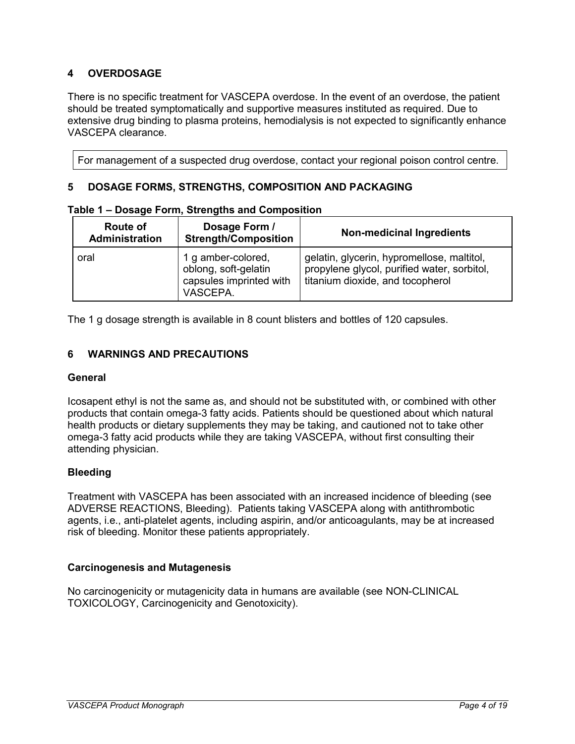## 4 OVERDOSAGE

There is no specific treatment for VASCEPA overdose. In the event of an overdose, the patient should be treated symptomatically and supportive measures instituted as required. Due to extensive drug binding to plasma proteins, hemodialysis is not expected to significantly enhance VASCEPA clearance.

For management of a suspected drug overdose, contact your regional poison control centre.

## 5 DOSAGE FORMS, STRENGTHS, COMPOSITION AND PACKAGING

**Table 1 – Dosage Form, Strengths and Composition**

| Route of Administration | Dosage Form / Strength/Composition | Non-medicinal Ingredients |
|---|---|---|
| oral | 1 g amber-colored, oblong, soft-gelatin capsules imprinted with VASCEPA. | gelatin, glycerin, hypromellose, maltitol, propylene glycol, purified water, sorbitol, titanium dioxide, and tocopherol |

The 1 g dosage strength is available in 8 count blisters and bottles of 120 capsules.

## 6 WARNINGS AND PRECAUTIONS

### General

Icosapent ethyl is not the same as, and should not be substituted with, or combined with other products that contain omega-3 fatty acids. Patients should be questioned about which natural health products or dietary supplements they may be taking, and cautioned not to take other omega-3 fatty acid products while they are taking VASCEPA, without first consulting their attending physician.

### Bleeding

Treatment with VASCEPA has been associated with an increased incidence of bleeding (see ADVERSE REACTIONS, Bleeding). Patients taking VASCEPA along with antithrombotic agents, i.e., anti-platelet agents, including aspirin, and/or anticoagulants, may be at increased risk of bleeding. Monitor these patients appropriately.

### Carcinogenesis and Mutagenesis

No carcinogenicity or mutagenicity data in humans are available (see NON-CLINICAL TOXICOLOGY, Carcinogenicity and Genotoxicity).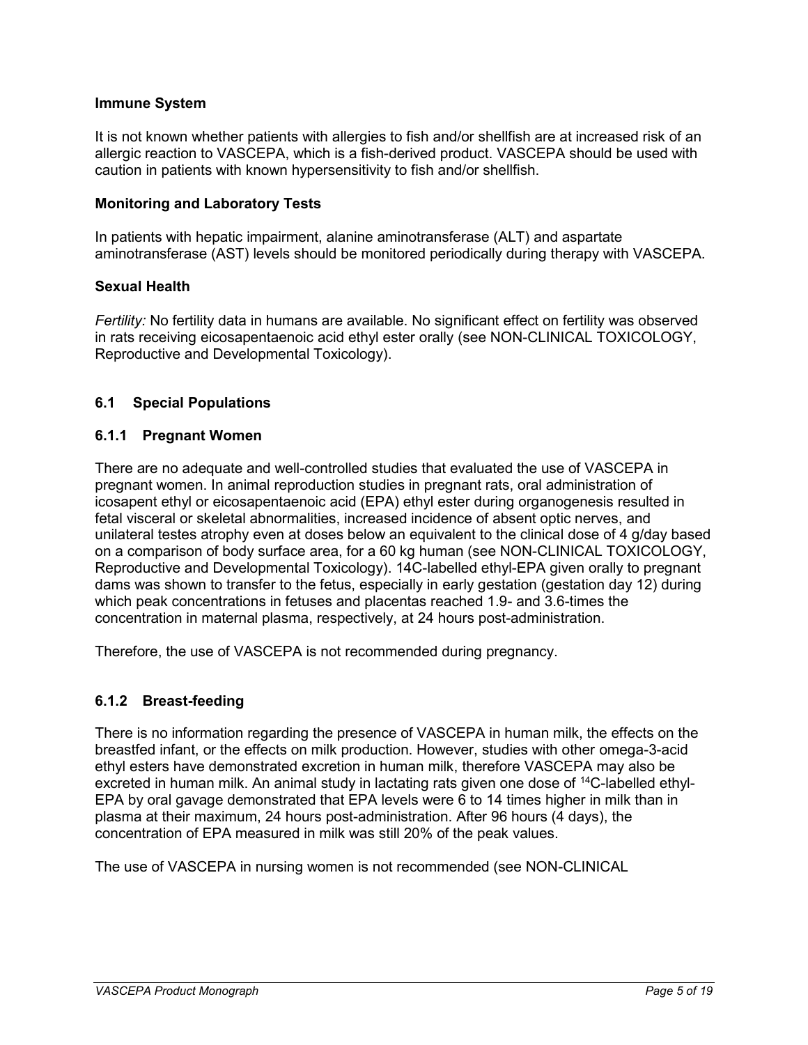**Immune System**

It is not known whether patients with allergies to fish and/or shellfish are at increased risk of an allergic reaction to VASCEPA, which is a fish-derived product. VASCEPA should be used with caution in patients with known hypersensitivity to fish and/or shellfish.

**Monitoring and Laboratory Tests**

In patients with hepatic impairment, alanine aminotransferase (ALT) and aspartate aminotransferase (AST) levels should be monitored periodically during therapy with VASCEPA.

**Sexual Health**

*Fertility:* No fertility data in humans are available. No significant effect on fertility was observed in rats receiving eicosapentaenoic acid ethyl ester orally (see NON-CLINICAL TOXICOLOGY, Reproductive and Developmental Toxicology).

## 6.1 Special Populations

### 6.1.1 Pregnant Women

There are no adequate and well-controlled studies that evaluated the use of VASCEPA in pregnant women. In animal reproduction studies in pregnant rats, oral administration of icosapent ethyl or eicosapentaenoic acid (EPA) ethyl ester during organogenesis resulted in fetal visceral or skeletal abnormalities, increased incidence of absent optic nerves, and unilateral testes atrophy even at doses below an equivalent to the clinical dose of 4 g/day based on a comparison of body surface area, for a 60 kg human (see NON-CLINICAL TOXICOLOGY, Reproductive and Developmental Toxicology). 14C-labelled ethyl-EPA given orally to pregnant dams was shown to transfer to the fetus, especially in early gestation (gestation day 12) during which peak concentrations in fetuses and placentas reached 1.9- and 3.6-times the concentration in maternal plasma, respectively, at 24 hours post-administration.

Therefore, the use of VASCEPA is not recommended during pregnancy.

### 6.1.2 Breast-feeding

There is no information regarding the presence of VASCEPA in human milk, the effects on the breastfed infant, or the effects on milk production. However, studies with other omega-3-acid ethyl esters have demonstrated excretion in human milk, therefore VASCEPA may also be excreted in human milk. An animal study in lactating rats given one dose of $^{14}C$-labelled ethyl-EPA by oral gavage demonstrated that EPA levels were 6 to 14 times higher in milk than in plasma at their maximum, 24 hours post-administration. After 96 hours (4 days), the concentration of EPA measured in milk was still 20% of the peak values.

The use of VASCEPA in nursing women is not recommended (see NON-CLINICAL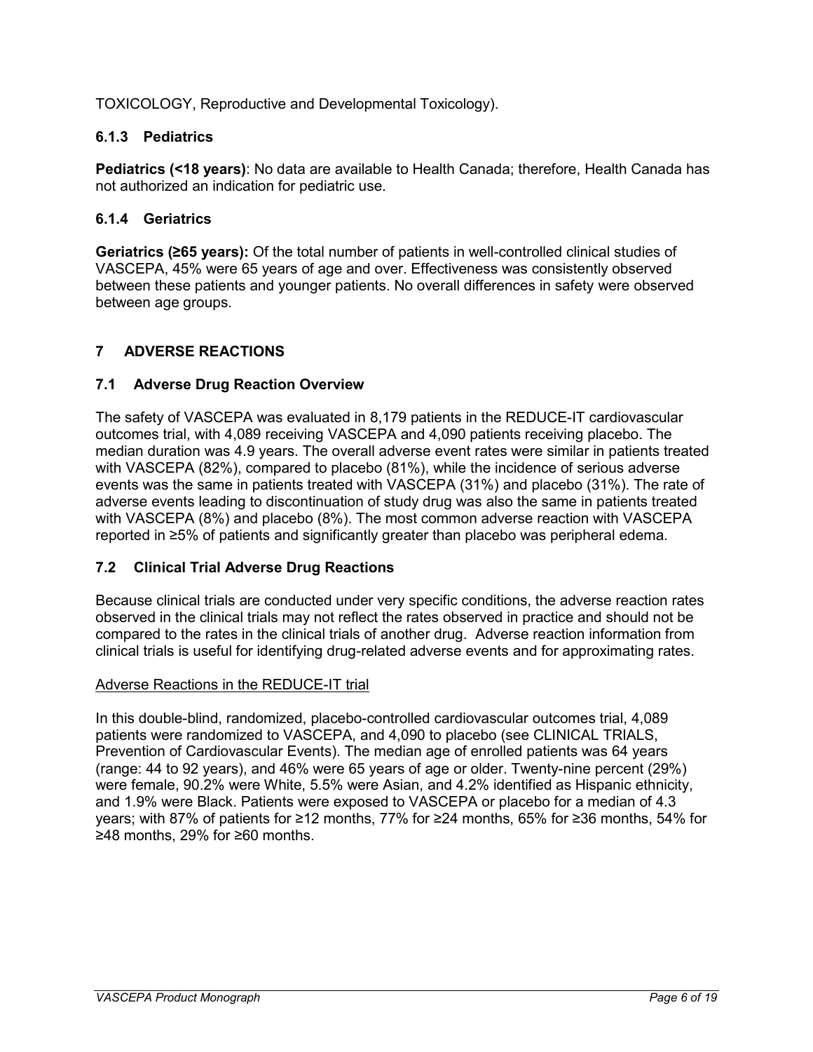TOXICOLOGY, Reproductive and Developmental Toxicology).

### 6.1.3 Pediatrics

**Pediatrics (<18 years)**: No data are available to Health Canada; therefore, Health Canada has not authorized an indication for pediatric use.

### 6.1.4 Geriatrics

**Geriatrics (≥65 years):** Of the total number of patients in well-controlled clinical studies of VASCEPA, 45% were 65 years of age and over. Effectiveness was consistently observed between these patients and younger patients. No overall differences in safety were observed between age groups.

# 7 ADVERSE REACTIONS

## 7.1 Adverse Drug Reaction Overview

The safety of VASCEPA was evaluated in 8,179 patients in the REDUCE-IT cardiovascular outcomes trial, with 4,089 receiving VASCEPA and 4,090 patients receiving placebo. The median duration was 4.9 years. The overall adverse event rates were similar in patients treated with VASCEPA (82%), compared to placebo (81%), while the incidence of serious adverse events was the same in patients treated with VASCEPA (31%) and placebo (31%). The rate of adverse events leading to discontinuation of study drug was also the same in patients treated with VASCEPA (8%) and placebo (8%). The most common adverse reaction with VASCEPA reported in ≥5% of patients and significantly greater than placebo was peripheral edema.

## 7.2 Clinical Trial Adverse Drug Reactions

Because clinical trials are conducted under very specific conditions, the adverse reaction rates observed in the clinical trials may not reflect the rates observed in practice and should not be compared to the rates in the clinical trials of another drug. Adverse reaction information from clinical trials is useful for identifying drug-related adverse events and for approximating rates.

<u>Adverse Reactions in the REDUCE-IT trial</u>

In this double-blind, randomized, placebo-controlled cardiovascular outcomes trial, 4,089 patients were randomized to VASCEPA, and 4,090 to placebo (see CLINICAL TRIALS, Prevention of Cardiovascular Events). The median age of enrolled patients was 64 years (range: 44 to 92 years), and 46% were 65 years of age or older. Twenty-nine percent (29%) were female, 90.2% were White, 5.5% were Asian, and 4.2% identified as Hispanic ethnicity, and 1.9% were Black. Patients were exposed to VASCEPA or placebo for a median of 4.3 years; with 87% of patients for ≥12 months, 77% for ≥24 months, 65% for ≥36 months, 54% for ≥48 months, 29% for ≥60 months.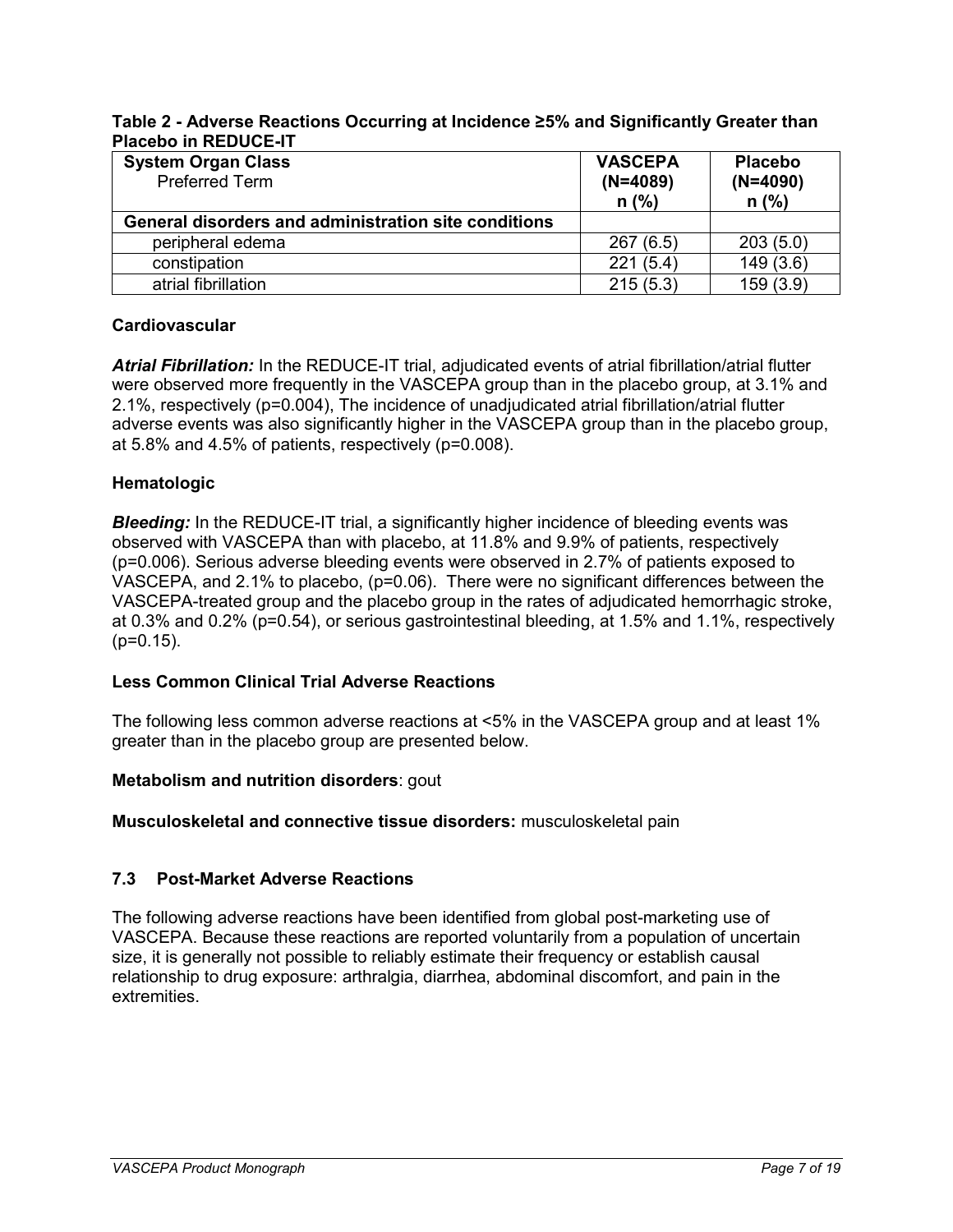**Table 2 - Adverse Reactions Occurring at Incidence ≥5% and Significantly Greater than Placebo in REDUCE-IT**

| System Organ Class<br>Preferred Term | VASCEPA (N=4089) n (%) | Placebo (N=4090) n (%) |
|---|---|---|
| **General disorders and administration site conditions** | | |
| peripheral edema | 267 (6.5) | 203 (5.0) |
| constipation | 221 (5.4) | 149 (3.6) |
| atrial fibrillation | 215 (5.3) | 159 (3.9) |

**Cardiovascular**

***Atrial Fibrillation:*** In the REDUCE-IT trial, adjudicated events of atrial fibrillation/atrial flutter were observed more frequently in the VASCEPA group than in the placebo group, at 3.1% and 2.1%, respectively (p=0.004), The incidence of unadjudicated atrial fibrillation/atrial flutter adverse events was also significantly higher in the VASCEPA group than in the placebo group, at 5.8% and 4.5% of patients, respectively (p=0.008).

**Hematologic**

***Bleeding:*** In the REDUCE-IT trial, a significantly higher incidence of bleeding events was observed with VASCEPA than with placebo, at 11.8% and 9.9% of patients, respectively (p=0.006). Serious adverse bleeding events were observed in 2.7% of patients exposed to VASCEPA, and 2.1% to placebo, (p=0.06). There were no significant differences between the VASCEPA-treated group and the placebo group in the rates of adjudicated hemorrhagic stroke, at 0.3% and 0.2% (p=0.54), or serious gastrointestinal bleeding, at 1.5% and 1.1%, respectively (p=0.15).

**Less Common Clinical Trial Adverse Reactions**

The following less common adverse reactions at <5% in the VASCEPA group and at least 1% greater than in the placebo group are presented below.

**Metabolism and nutrition disorders**: gout

**Musculoskeletal and connective tissue disorders:** musculoskeletal pain

### 7.3 Post-Market Adverse Reactions

The following adverse reactions have been identified from global post-marketing use of VASCEPA. Because these reactions are reported voluntarily from a population of uncertain size, it is generally not possible to reliably estimate their frequency or establish causal relationship to drug exposure: arthralgia, diarrhea, abdominal discomfort, and pain in the extremities.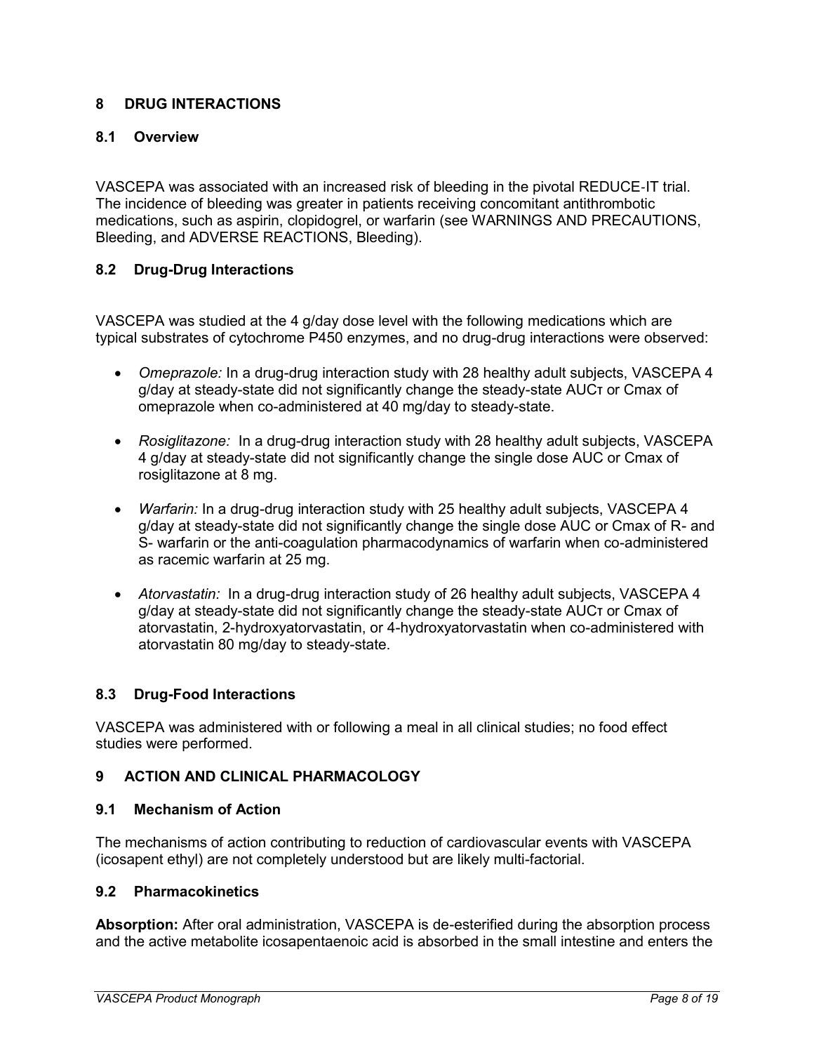## 8 DRUG INTERACTIONS

### 8.1 Overview

VASCEPA was associated with an increased risk of bleeding in the pivotal REDUCE-IT trial. The incidence of bleeding was greater in patients receiving concomitant antithrombotic medications, such as aspirin, clopidogrel, or warfarin (see WARNINGS AND PRECAUTIONS, Bleeding, and ADVERSE REACTIONS, Bleeding).

### 8.2 Drug-Drug Interactions

VASCEPA was studied at the 4 g/day dose level with the following medications which are typical substrates of cytochrome P450 enzymes, and no drug-drug interactions were observed:

- *Omeprazole:* In a drug-drug interaction study with 28 healthy adult subjects, VASCEPA 4 g/day at steady-state did not significantly change the steady-state $AUC_T$ or Cmax of omeprazole when co-administered at 40 mg/day to steady-state.
- *Rosiglitazone:* In a drug-drug interaction study with 28 healthy adult subjects, VASCEPA 4 g/day at steady-state did not significantly change the single dose AUC or Cmax of rosiglitazone at 8 mg.
- *Warfarin:* In a drug-drug interaction study with 25 healthy adult subjects, VASCEPA 4 g/day at steady-state did not significantly change the single dose AUC or Cmax of R- and S- warfarin or the anti-coagulation pharmacodynamics of warfarin when co-administered as racemic warfarin at 25 mg.
- *Atorvastatin:* In a drug-drug interaction study of 26 healthy adult subjects, VASCEPA 4 g/day at steady-state did not significantly change the steady-state $AUC_T$ or Cmax of atorvastatin, 2-hydroxyatorvastatin, or 4-hydroxyatorvastatin when co-administered with atorvastatin 80 mg/day to steady-state.

### 8.3 Drug-Food Interactions

VASCEPA was administered with or following a meal in all clinical studies; no food effect studies were performed.

## 9 ACTION AND CLINICAL PHARMACOLOGY

### 9.1 Mechanism of Action

The mechanisms of action contributing to reduction of cardiovascular events with VASCEPA (icosapent ethyl) are not completely understood but are likely multi-factorial.

### 9.2 Pharmacokinetics

**Absorption:** After oral administration, VASCEPA is de-esterified during the absorption process and the active metabolite icosapentaenoic acid is absorbed in the small intestine and enters the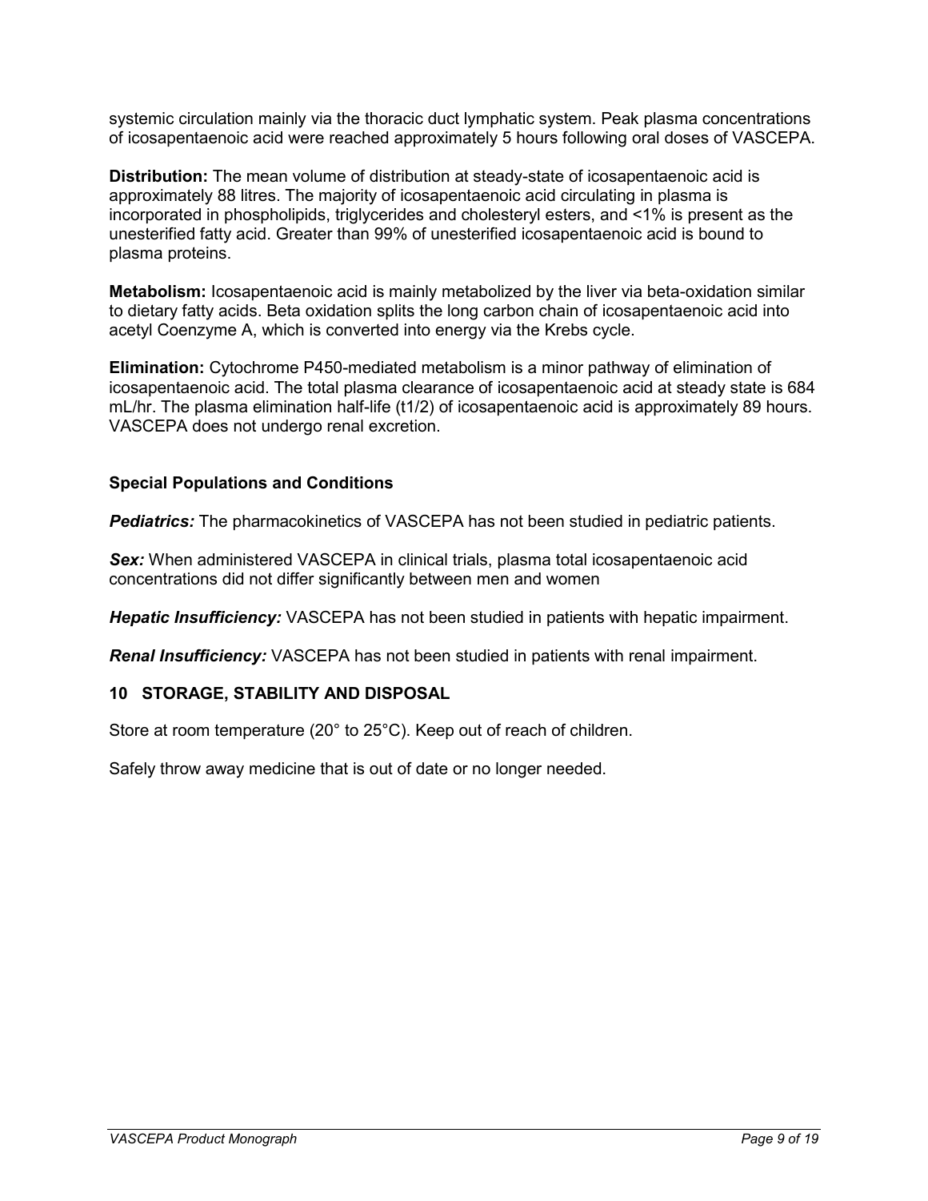systemic circulation mainly via the thoracic duct lymphatic system. Peak plasma concentrations of icosapentaenoic acid were reached approximately 5 hours following oral doses of VASCEPA.

**Distribution:** The mean volume of distribution at steady-state of icosapentaenoic acid is approximately 88 litres. The majority of icosapentaenoic acid circulating in plasma is incorporated in phospholipids, triglycerides and cholesteryl esters, and <1% is present as the unesterified fatty acid. Greater than 99% of unesterified icosapentaenoic acid is bound to plasma proteins.

**Metabolism:** Icosapentaenoic acid is mainly metabolized by the liver via beta-oxidation similar to dietary fatty acids. Beta oxidation splits the long carbon chain of icosapentaenoic acid into acetyl Coenzyme A, which is converted into energy via the Krebs cycle.

**Elimination:** Cytochrome P450-mediated metabolism is a minor pathway of elimination of icosapentaenoic acid. The total plasma clearance of icosapentaenoic acid at steady state is 684 mL/hr. The plasma elimination half-life ($t_{1/2}$) of icosapentaenoic acid is approximately 89 hours. VASCEPA does not undergo renal excretion.

### Special Populations and Conditions

***Pediatrics:*** The pharmacokinetics of VASCEPA has not been studied in pediatric patients.

***Sex:*** When administered VASCEPA in clinical trials, plasma total icosapentaenoic acid concentrations did not differ significantly between men and women

***Hepatic Insufficiency:*** VASCEPA has not been studied in patients with hepatic impairment.

***Renal Insufficiency:*** VASCEPA has not been studied in patients with renal impairment.

## 10 STORAGE, STABILITY AND DISPOSAL

Store at room temperature (20° to 25°C). Keep out of reach of children.

Safely throw away medicine that is out of date or no longer needed.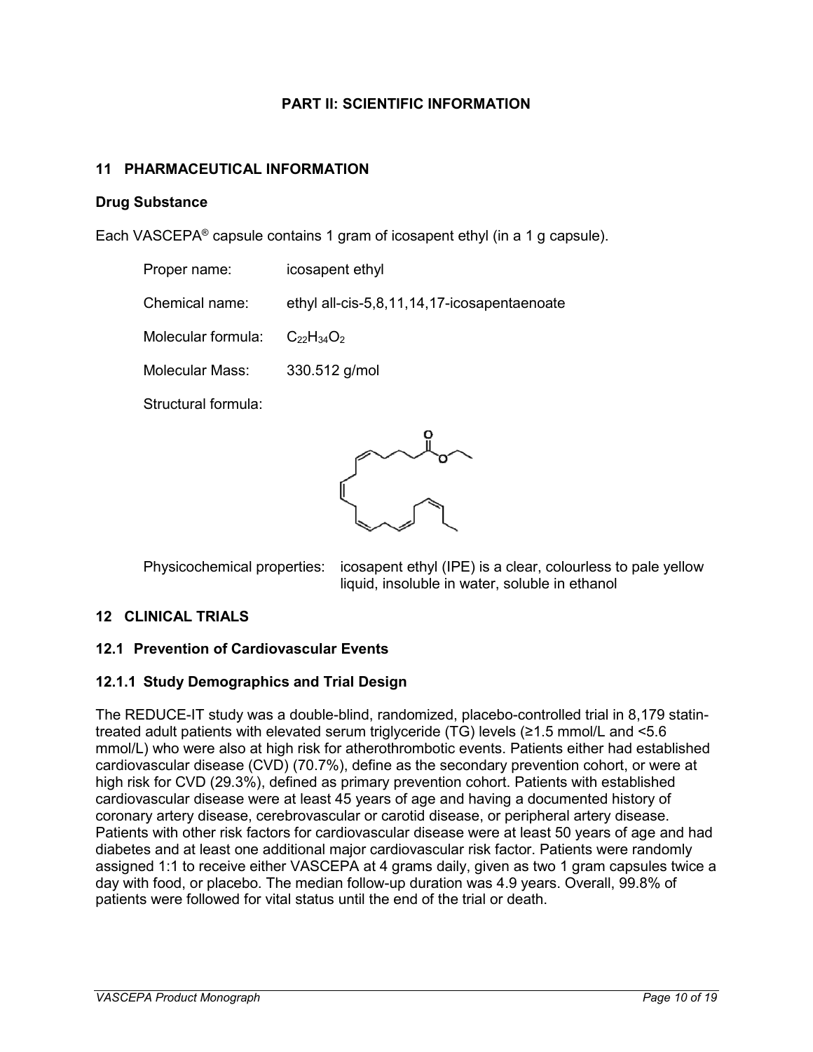# PART II: SCIENTIFIC INFORMATION

## 11 PHARMACEUTICAL INFORMATION

### Drug Substance

Each VASCEPA® capsule contains 1 gram of icosapent ethyl (in a 1 g capsule).

Proper name: icosapent ethyl

Chemical name: ethyl all-cis-5,8,11,14,17-icosapentaenoate

Molecular formula: $C_{22}H_{34}O_2$

Molecular Mass: 330.512 g/mol

Structural formula:

Physicochemical properties: icosapent ethyl (IPE) is a clear, colourless to pale yellow liquid, insoluble in water, soluble in ethanol

## 12 CLINICAL TRIALS

### 12.1 Prevention of Cardiovascular Events

### 12.1.1 Study Demographics and Trial Design

The REDUCE-IT study was a double-blind, randomized, placebo-controlled trial in 8,179 statin-treated adult patients with elevated serum triglyceride (TG) levels (≥1.5 mmol/L and <5.6 mmol/L) who were also at high risk for atherothrombotic events. Patients either had established cardiovascular disease (CVD) (70.7%), define as the secondary prevention cohort, or were at high risk for CVD (29.3%), defined as primary prevention cohort. Patients with established cardiovascular disease were at least 45 years of age and having a documented history of coronary artery disease, cerebrovascular or carotid disease, or peripheral artery disease. Patients with other risk factors for cardiovascular disease were at least 50 years of age and had diabetes and at least one additional major cardiovascular risk factor. Patients were randomly assigned 1:1 to receive either VASCEPA at 4 grams daily, given as two 1 gram capsules twice a day with food, or placebo. The median follow-up duration was 4.9 years. Overall, 99.8% of patients were followed for vital status until the end of the trial or death.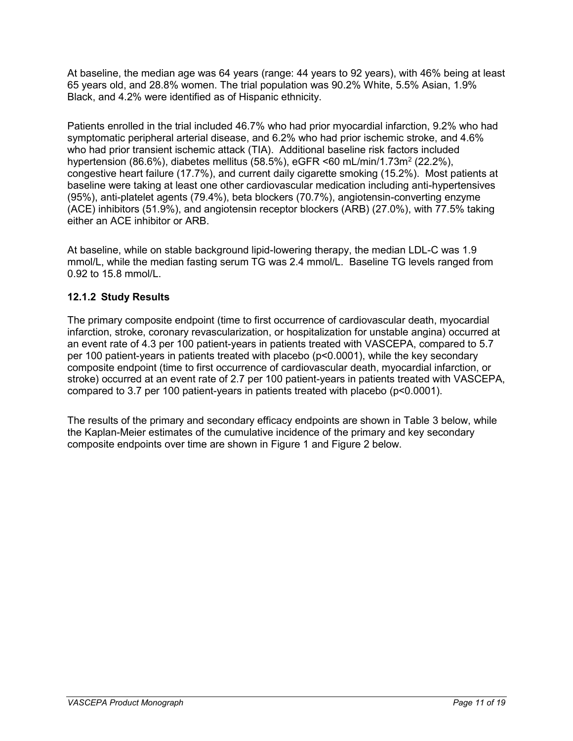At baseline, the median age was 64 years (range: 44 years to 92 years), with 46% being at least 65 years old, and 28.8% women. The trial population was 90.2% White, 5.5% Asian, 1.9% Black, and 4.2% were identified as of Hispanic ethnicity.

Patients enrolled in the trial included 46.7% who had prior myocardial infarction, 9.2% who had symptomatic peripheral arterial disease, and 6.2% who had prior ischemic stroke, and 4.6% who had prior transient ischemic attack (TIA). Additional baseline risk factors included hypertension (86.6%), diabetes mellitus (58.5%), eGFR <60 mL/min/1.73m$^2$ (22.2%), congestive heart failure (17.7%), and current daily cigarette smoking (15.2%). Most patients at baseline were taking at least one other cardiovascular medication including anti-hypertensives (95%), anti-platelet agents (79.4%), beta blockers (70.7%), angiotensin-converting enzyme (ACE) inhibitors (51.9%), and angiotensin receptor blockers (ARB) (27.0%), with 77.5% taking either an ACE inhibitor or ARB.

At baseline, while on stable background lipid-lowering therapy, the median LDL-C was 1.9 mmol/L, while the median fasting serum TG was 2.4 mmol/L. Baseline TG levels ranged from 0.92 to 15.8 mmol/L.

### 12.1.2 Study Results

The primary composite endpoint (time to first occurrence of cardiovascular death, myocardial infarction, stroke, coronary revascularization, or hospitalization for unstable angina) occurred at an event rate of 4.3 per 100 patient-years in patients treated with VASCEPA, compared to 5.7 per 100 patient-years in patients treated with placebo ($p<0.0001$), while the key secondary composite endpoint (time to first occurrence of cardiovascular death, myocardial infarction, or stroke) occurred at an event rate of 2.7 per 100 patient-years in patients treated with VASCEPA, compared to 3.7 per 100 patient-years in patients treated with placebo ($p<0.0001$).

The results of the primary and secondary efficacy endpoints are shown in Table 3 below, while the Kaplan-Meier estimates of the cumulative incidence of the primary and key secondary composite endpoints over time are shown in Figure 1 and Figure 2 below.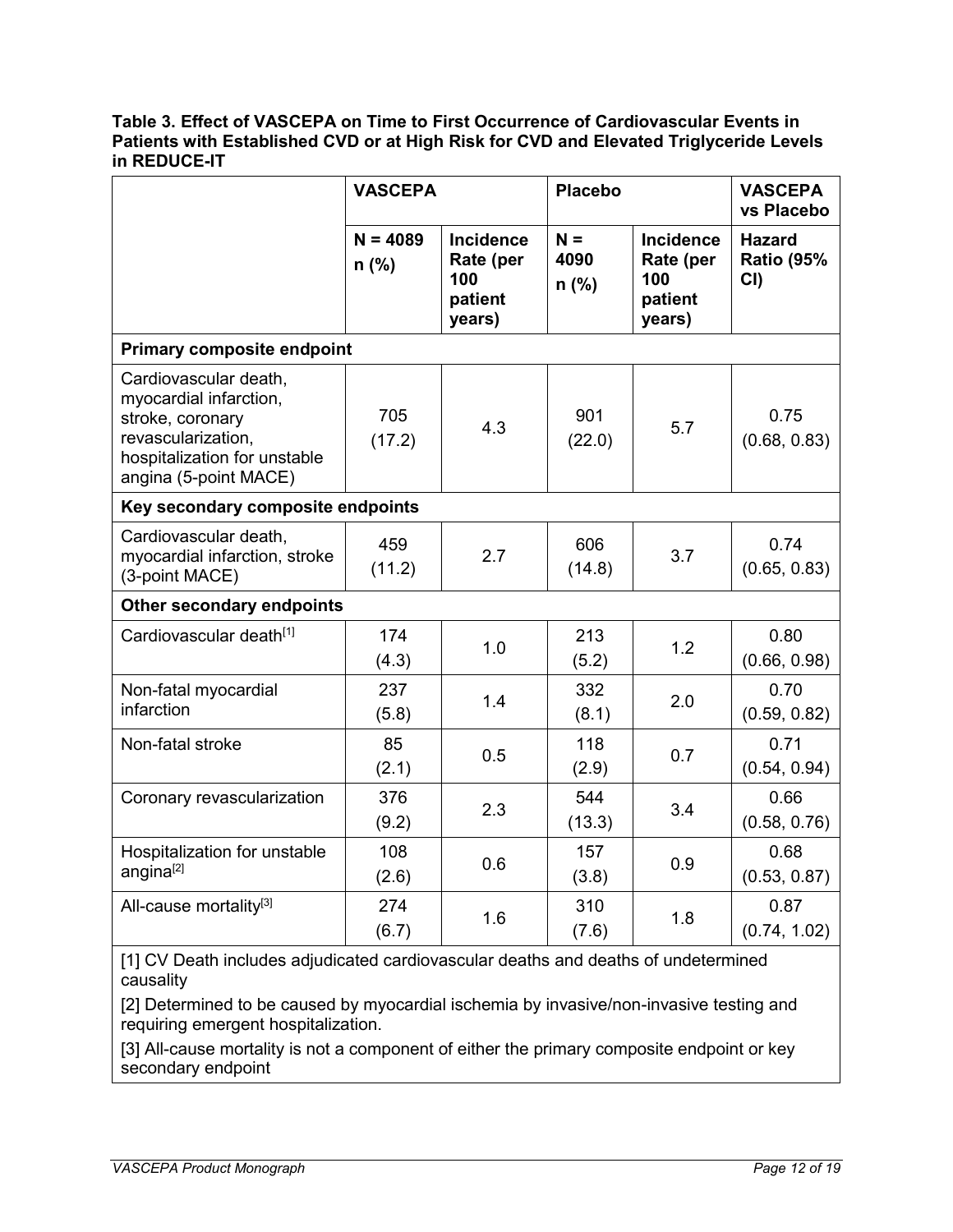**Table 3. Effect of VASCEPA on Time to First Occurrence of Cardiovascular Events in Patients with Established CVD or at High Risk for CVD and Elevated Triglyceride Levels in REDUCE-IT**

| | VASCEPA | | Placebo | | VASCEPA vs Placebo |
|---|---|---|---|---|---|
| | N = 4089 n (%) | Incidence Rate (per 100 patient years) | N = 4090 n (%) | Incidence Rate (per 100 patient years) | Hazard Ratio (95% CI) |
| **Primary composite endpoint** | | | | | |
| Cardiovascular death, myocardial infarction, stroke, coronary revascularization, hospitalization for unstable angina (5-point MACE) | 705 (17.2) | 4.3 | 901 (22.0) | 5.7 | 0.75 (0.68, 0.83) |
| **Key secondary composite endpoints** | | | | | |
| Cardiovascular death, myocardial infarction, stroke (3-point MACE) | 459 (11.2) | 2.7 | 606 (14.8) | 3.7 | 0.74 (0.65, 0.83) |
| **Other secondary endpoints** | | | | | |
| Cardiovascular death[1] | 174 (4.3) | 1.0 | 213 (5.2) | 1.2 | 0.80 (0.66, 0.98) |
| Non-fatal myocardial infarction | 237 (5.8) | 1.4 | 332 (8.1) | 2.0 | 0.70 (0.59, 0.82) |
| Non-fatal stroke | 85 (2.1) | 0.5 | 118 (2.9) | 0.7 | 0.71 (0.54, 0.94) |
| Coronary revascularization | 376 (9.2) | 2.3 | 544 (13.3) | 3.4 | 0.66 (0.58, 0.76) |
| Hospitalization for unstable angina[2] | 108 (2.6) | 0.6 | 157 (3.8) | 0.9 | 0.68 (0.53, 0.87) |
| All-cause mortality[3] | 274 (6.7) | 1.6 | 310 (7.6) | 1.8 | 0.87 (0.74, 1.02) |

[1] CV Death includes adjudicated cardiovascular deaths and deaths of undetermined causality

[2] Determined to be caused by myocardial ischemia by invasive/non-invasive testing and requiring emergent hospitalization.

[3] All-cause mortality is not a component of either the primary composite endpoint or key secondary endpoint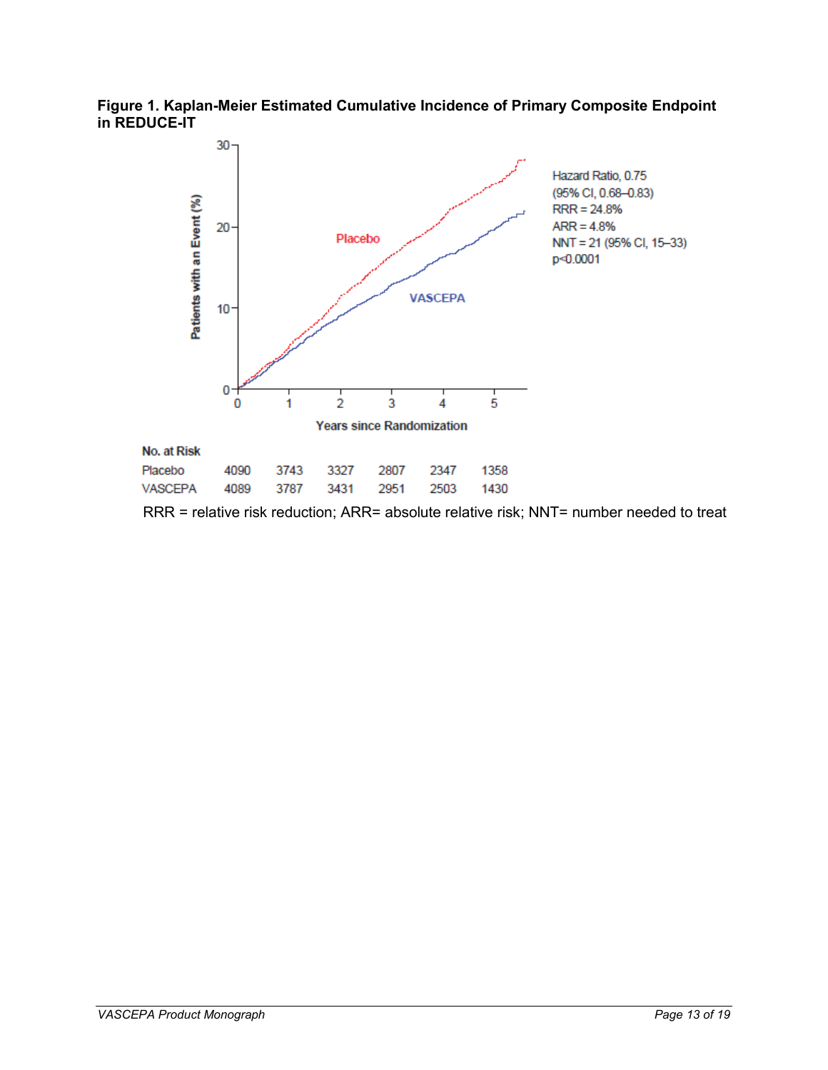**Figure 1. Kaplan-Meier Estimated Cumulative Incidence of Primary Composite Endpoint in REDUCE-IT**

Hazard Ratio, 0.75
(95% CI, 0.68–0.83)
RRR = 24.8%
ARR = 4.8%
NNT = 21 (95% CI, 15–33)
p<0.0001

| No. at Risk | 0 | 1 | 2 | 3 | 4 | 5 |
| --- | --- | --- | --- | --- | --- | --- |
| Placebo | 4090 | 3743 | 3327 | 2807 | 2347 | 1358 |
| VASCEPA | 4089 | 3787 | 3431 | 2951 | 2503 | 1430 |

RRR = relative risk reduction; ARR= absolute relative risk; NNT= number needed to treat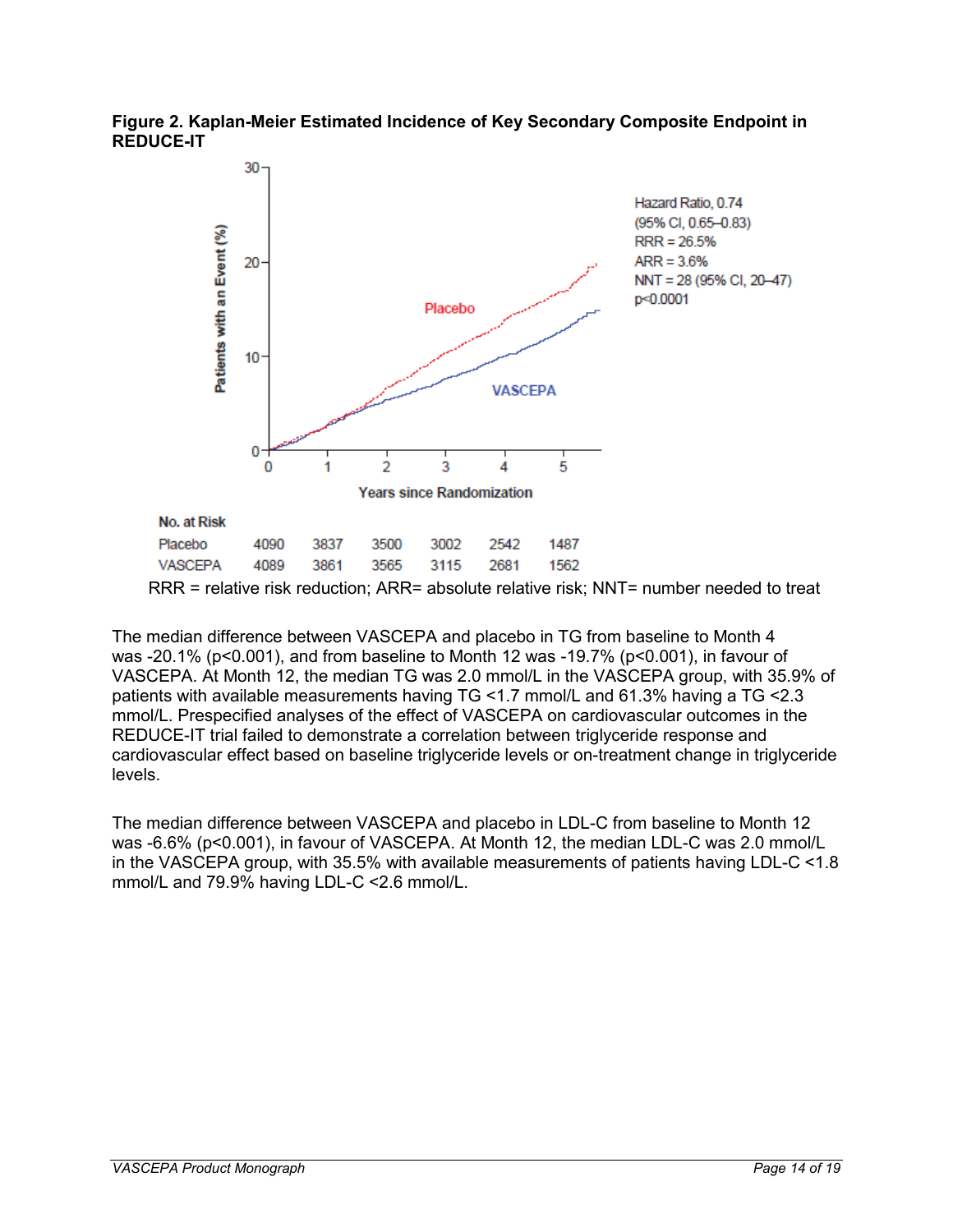**Figure 2. Kaplan-Meier Estimated Incidence of Key Secondary Composite Endpoint in REDUCE-IT**

Hazard Ratio, 0.74
(95% CI, 0.65–0.83)
RRR = 26.5%
ARR = 3.6%
NNT = 28 (95% CI, 20–47)
p<0.0001

| No. at Risk | | | | | | |
|---|---|---|---|---|---|---|
| Placebo | 4090 | 3837 | 3500 | 3002 | 2542 | 1487 |
| VASCEPA | 4089 | 3861 | 3565 | 3115 | 2681 | 1562 |

RRR = relative risk reduction; ARR= absolute relative risk; NNT= number needed to treat

The median difference between VASCEPA and placebo in TG from baseline to Month 4 was -20.1% (p<0.001), and from baseline to Month 12 was -19.7% (p<0.001), in favour of VASCEPA. At Month 12, the median TG was 2.0 mmol/L in the VASCEPA group, with 35.9% of patients with available measurements having TG <1.7 mmol/L and 61.3% having a TG <2.3 mmol/L. Prespecified analyses of the effect of VASCEPA on cardiovascular outcomes in the REDUCE-IT trial failed to demonstrate a correlation between triglyceride response and cardiovascular effect based on baseline triglyceride levels or on-treatment change in triglyceride levels.

The median difference between VASCEPA and placebo in LDL-C from baseline to Month 12 was -6.6% (p<0.001), in favour of VASCEPA. At Month 12, the median LDL-C was 2.0 mmol/L in the VASCEPA group, with 35.5% with available measurements of patients having LDL-C <1.8 mmol/L and 79.9% having LDL-C <2.6 mmol/L.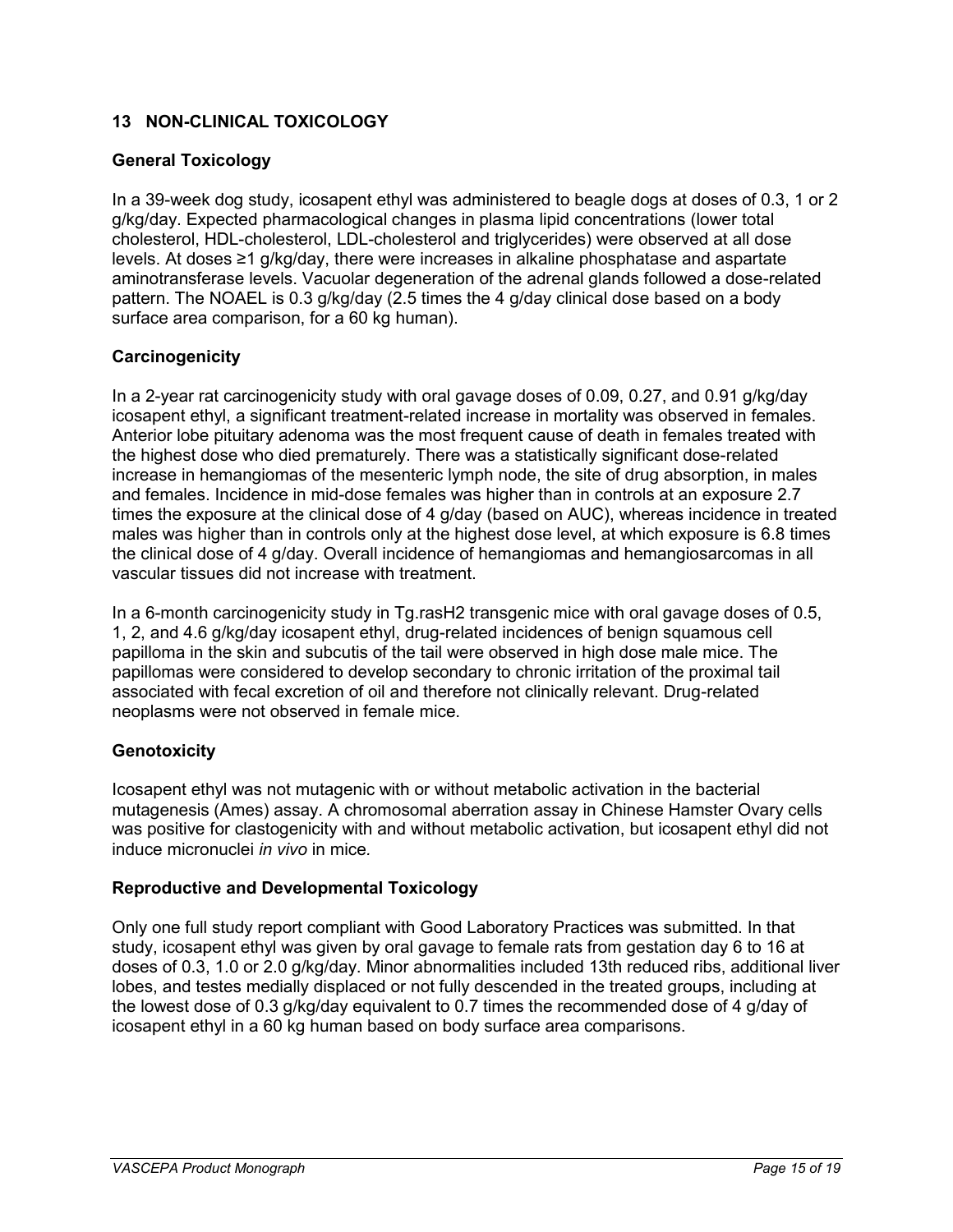## 13 NON-CLINICAL TOXICOLOGY

### General Toxicology

In a 39-week dog study, icosapent ethyl was administered to beagle dogs at doses of 0.3, 1 or 2 g/kg/day. Expected pharmacological changes in plasma lipid concentrations (lower total cholesterol, HDL-cholesterol, LDL-cholesterol and triglycerides) were observed at all dose levels. At doses ≥1 g/kg/day, there were increases in alkaline phosphatase and aspartate aminotransferase levels. Vacuolar degeneration of the adrenal glands followed a dose-related pattern. The NOAEL is 0.3 g/kg/day (2.5 times the 4 g/day clinical dose based on a body surface area comparison, for a 60 kg human).

### Carcinogenicity

In a 2-year rat carcinogenicity study with oral gavage doses of 0.09, 0.27, and 0.91 g/kg/day icosapent ethyl, a significant treatment-related increase in mortality was observed in females. Anterior lobe pituitary adenoma was the most frequent cause of death in females treated with the highest dose who died prematurely. There was a statistically significant dose-related increase in hemangiomas of the mesenteric lymph node, the site of drug absorption, in males and females. Incidence in mid-dose females was higher than in controls at an exposure 2.7 times the exposure at the clinical dose of 4 g/day (based on AUC), whereas incidence in treated males was higher than in controls only at the highest dose level, at which exposure is 6.8 times the clinical dose of 4 g/day. Overall incidence of hemangiomas and hemangiosarcomas in all vascular tissues did not increase with treatment.

In a 6-month carcinogenicity study in Tg.rasH2 transgenic mice with oral gavage doses of 0.5, 1, 2, and 4.6 g/kg/day icosapent ethyl, drug-related incidences of benign squamous cell papilloma in the skin and subcutis of the tail were observed in high dose male mice. The papillomas were considered to develop secondary to chronic irritation of the proximal tail associated with fecal excretion of oil and therefore not clinically relevant. Drug-related neoplasms were not observed in female mice.

### Genotoxicity

Icosapent ethyl was not mutagenic with or without metabolic activation in the bacterial mutagenesis (Ames) assay. A chromosomal aberration assay in Chinese Hamster Ovary cells was positive for clastogenicity with and without metabolic activation, but icosapent ethyl did not induce micronuclei *in vivo* in mice.

### Reproductive and Developmental Toxicology

Only one full study report compliant with Good Laboratory Practices was submitted. In that study, icosapent ethyl was given by oral gavage to female rats from gestation day 6 to 16 at doses of 0.3, 1.0 or 2.0 g/kg/day. Minor abnormalities included 13th reduced ribs, additional liver lobes, and testes medially displaced or not fully descended in the treated groups, including at the lowest dose of 0.3 g/kg/day equivalent to 0.7 times the recommended dose of 4 g/day of icosapent ethyl in a 60 kg human based on body surface area comparisons.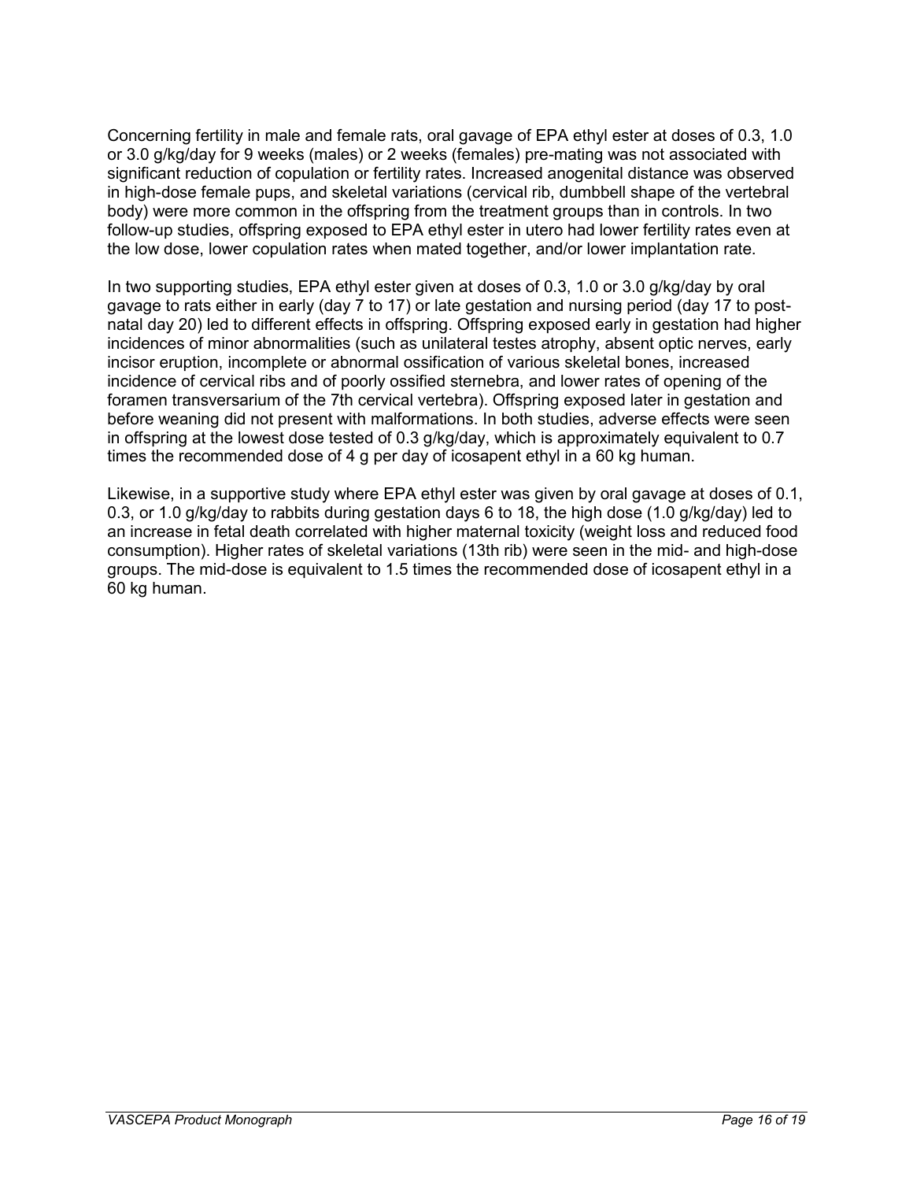Concerning fertility in male and female rats, oral gavage of EPA ethyl ester at doses of 0.3, 1.0 or 3.0 g/kg/day for 9 weeks (males) or 2 weeks (females) pre-mating was not associated with significant reduction of copulation or fertility rates. Increased anogenital distance was observed in high-dose female pups, and skeletal variations (cervical rib, dumbbell shape of the vertebral body) were more common in the offspring from the treatment groups than in controls. In two follow-up studies, offspring exposed to EPA ethyl ester in utero had lower fertility rates even at the low dose, lower copulation rates when mated together, and/or lower implantation rate.

In two supporting studies, EPA ethyl ester given at doses of 0.3, 1.0 or 3.0 g/kg/day by oral gavage to rats either in early (day 7 to 17) or late gestation and nursing period (day 17 to post-natal day 20) led to different effects in offspring. Offspring exposed early in gestation had higher incidences of minor abnormalities (such as unilateral testes atrophy, absent optic nerves, early incisor eruption, incomplete or abnormal ossification of various skeletal bones, increased incidence of cervical ribs and of poorly ossified sternebra, and lower rates of opening of the foramen transversarium of the 7th cervical vertebra). Offspring exposed later in gestation and before weaning did not present with malformations. In both studies, adverse effects were seen in offspring at the lowest dose tested of 0.3 g/kg/day, which is approximately equivalent to 0.7 times the recommended dose of 4 g per day of icosapent ethyl in a 60 kg human.

Likewise, in a supportive study where EPA ethyl ester was given by oral gavage at doses of 0.1, 0.3, or 1.0 g/kg/day to rabbits during gestation days 6 to 18, the high dose (1.0 g/kg/day) led to an increase in fetal death correlated with higher maternal toxicity (weight loss and reduced food consumption). Higher rates of skeletal variations (13th rib) were seen in the mid- and high-dose groups. The mid-dose is equivalent to 1.5 times the recommended dose of icosapent ethyl in a 60 kg human.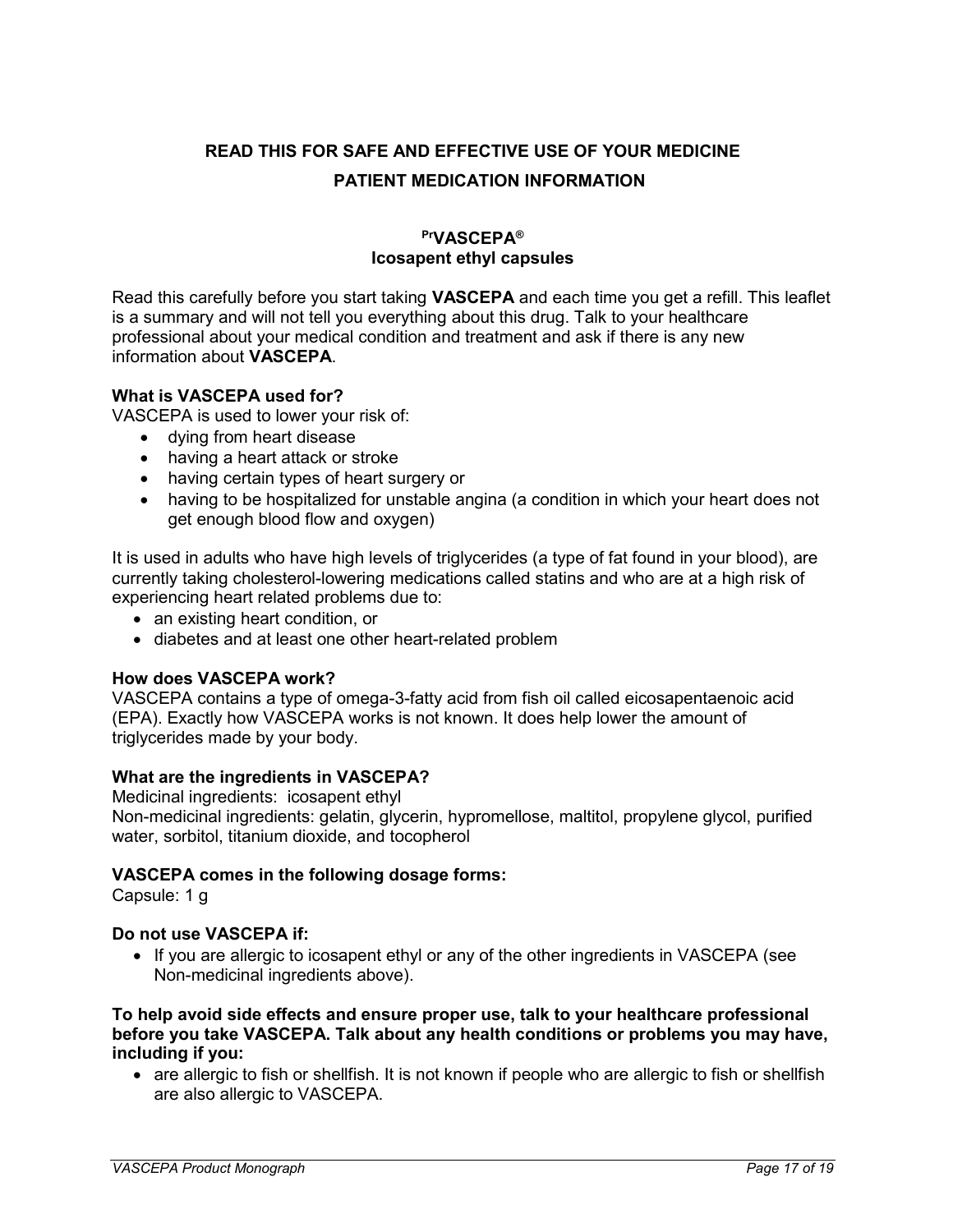## READ THIS FOR SAFE AND EFFECTIVE USE OF YOUR MEDICINE

## PATIENT MEDICATION INFORMATION

### PrVASCEPA®
### Icosapent ethyl capsules

Read this carefully before you start taking **VASCEPA** and each time you get a refill. This leaflet is a summary and will not tell you everything about this drug. Talk to your healthcare professional about your medical condition and treatment and ask if there is any new information about **VASCEPA**.

**What is VASCEPA used for?**

VASCEPA is used to lower your risk of:

- dying from heart disease
- having a heart attack or stroke
- having certain types of heart surgery or
- having to be hospitalized for unstable angina (a condition in which your heart does not get enough blood flow and oxygen)

It is used in adults who have high levels of triglycerides (a type of fat found in your blood), are currently taking cholesterol-lowering medications called statins and who are at a high risk of experiencing heart related problems due to:

- an existing heart condition, or
- diabetes and at least one other heart-related problem

**How does VASCEPA work?**

VASCEPA contains a type of omega-3-fatty acid from fish oil called eicosapentaenoic acid (EPA). Exactly how VASCEPA works is not known. It does help lower the amount of triglycerides made by your body.

**What are the ingredients in VASCEPA?**

Medicinal ingredients: icosapent ethyl

Non-medicinal ingredients: gelatin, glycerin, hypromellose, maltitol, propylene glycol, purified water, sorbitol, titanium dioxide, and tocopherol

**VASCEPA comes in the following dosage forms:**

Capsule: 1 g

**Do not use VASCEPA if:**

- If you are allergic to icosapent ethyl or any of the other ingredients in VASCEPA (see Non-medicinal ingredients above).

**To help avoid side effects and ensure proper use, talk to your healthcare professional before you take VASCEPA. Talk about any health conditions or problems you may have, including if you:**

- are allergic to fish or shellfish. It is not known if people who are allergic to fish or shellfish are also allergic to VASCEPA.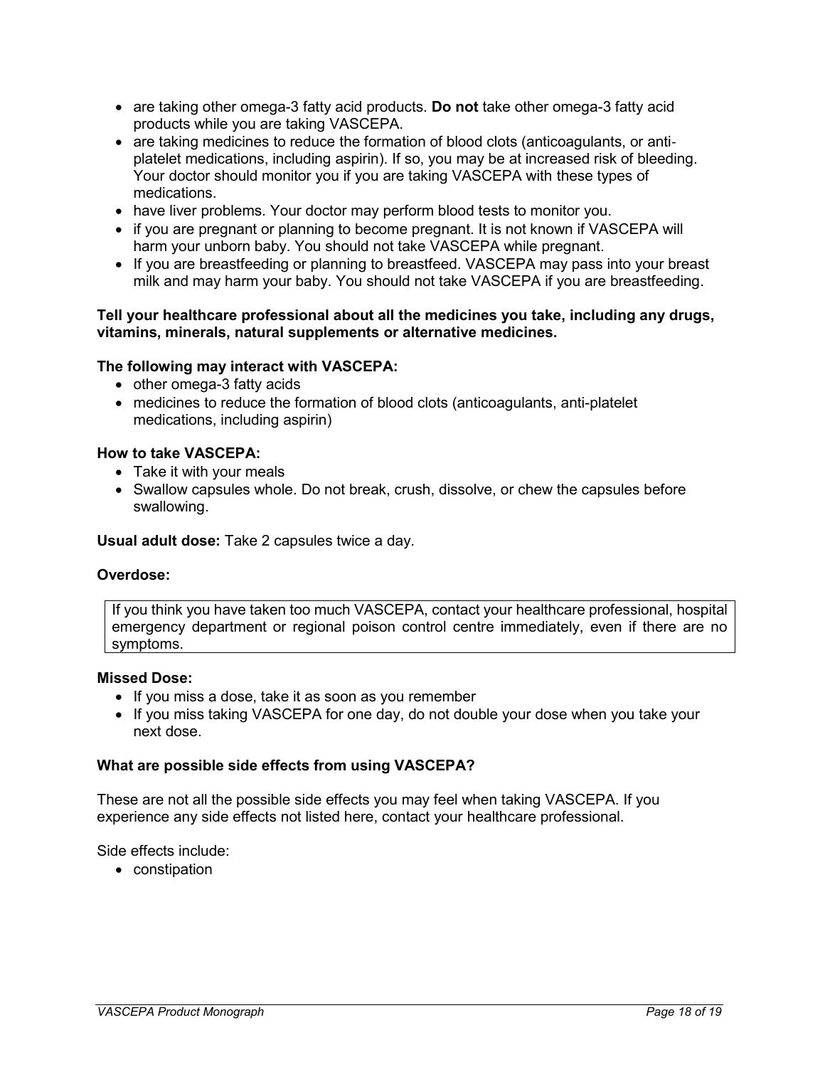- are taking other omega-3 fatty acid products. **Do not** take other omega-3 fatty acid products while you are taking VASCEPA.
- are taking medicines to reduce the formation of blood clots (anticoagulants, or anti-platelet medications, including aspirin). If so, you may be at increased risk of bleeding. Your doctor should monitor you if you are taking VASCEPA with these types of medications.
- have liver problems. Your doctor may perform blood tests to monitor you.
- if you are pregnant or planning to become pregnant. It is not known if VASCEPA will harm your unborn baby. You should not take VASCEPA while pregnant.
- If you are breastfeeding or planning to breastfeed. VASCEPA may pass into your breast milk and may harm your baby. You should not take VASCEPA if you are breastfeeding.

**Tell your healthcare professional about all the medicines you take, including any drugs, vitamins, minerals, natural supplements or alternative medicines.**

**The following may interact with VASCEPA:**

- other omega-3 fatty acids
- medicines to reduce the formation of blood clots (anticoagulants, anti-platelet medications, including aspirin)

**How to take VASCEPA:**

- Take it with your meals
- Swallow capsules whole. Do not break, crush, dissolve, or chew the capsules before swallowing.

**Usual adult dose:** Take 2 capsules twice a day.

**Overdose:**

| If you think you have taken too much VASCEPA, contact your healthcare professional, hospital emergency department or regional poison control centre immediately, even if there are no symptoms. |
|---|

**Missed Dose:**

- If you miss a dose, take it as soon as you remember
- If you miss taking VASCEPA for one day, do not double your dose when you take your next dose.

**What are possible side effects from using VASCEPA?**

These are not all the possible side effects you may feel when taking VASCEPA. If you experience any side effects not listed here, contact your healthcare professional.

Side effects include:

- constipation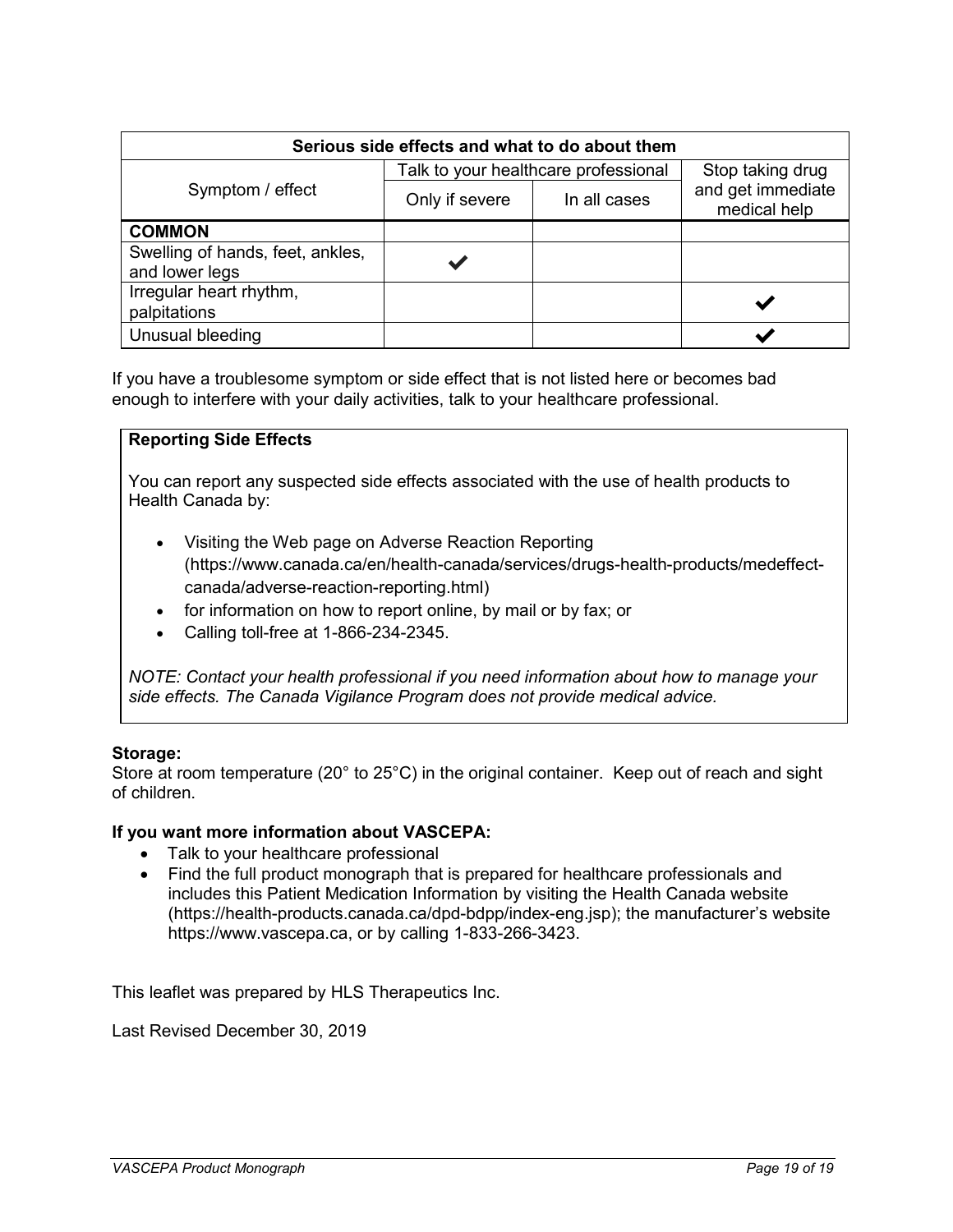| Serious side effects and what to do about them | | | |
|---|---|---|---|
| Symptom / effect | Talk to your healthcare professional | | Stop taking drug and get immediate medical help |
| | Only if severe | In all cases | |
| **COMMON** | | | |
| Swelling of hands, feet, ankles, and lower legs | ✔ | | |
| Irregular heart rhythm, palpitations | | | ✔ |
| Unusual bleeding | | | ✔ |

If you have a troublesome symptom or side effect that is not listed here or becomes bad enough to interfere with your daily activities, talk to your healthcare professional.

**Reporting Side Effects**

You can report any suspected side effects associated with the use of health products to Health Canada by:

- Visiting the Web page on Adverse Reaction Reporting (https://www.canada.ca/en/health-canada/services/drugs-health-products/medeffect-canada/adverse-reaction-reporting.html)
- for information on how to report online, by mail or by fax; or
- Calling toll-free at 1-866-234-2345.

*NOTE: Contact your health professional if you need information about how to manage your side effects. The Canada Vigilance Program does not provide medical advice.*

**Storage:**
Store at room temperature (20° to 25°C) in the original container. Keep out of reach and sight of children.

**If you want more information about VASCEPA:**

- Talk to your healthcare professional
- Find the full product monograph that is prepared for healthcare professionals and includes this Patient Medication Information by visiting the Health Canada website (https://health-products.canada.ca/dpd-bdpp/index-eng.jsp); the manufacturer's website https://www.vascepa.ca, or by calling 1-833-266-3423.

This leaflet was prepared by HLS Therapeutics Inc.

Last Revised December 30, 2019